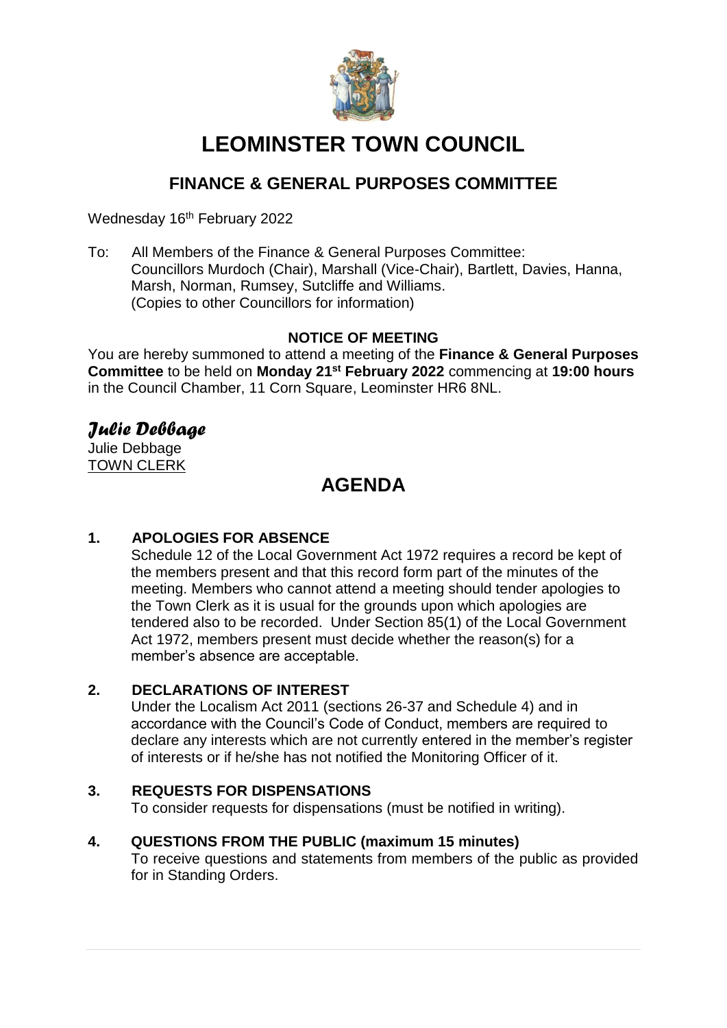# LEOMINSTER TOWN COUNCIL

## FINANCE & GENERAL PURPOSES COMMITTEE

Wednesday 16th February 2022

To: All Members of the Finance & General Purposes Committee:
Councillors Murdoch (Chair), Marshall (Vice-Chair), Bartlett, Davies, Hanna, Marsh, Norman, Rumsey, Sutcliffe and Williams.
(Copies to other Councillors for information)

**NOTICE OF MEETING**

You are hereby summoned to attend a meeting of the **Finance & General Purposes Committee** to be held on **Monday 21st February 2022** commencing at **19:00 hours** in the Council Chamber, 11 Corn Square, Leominster HR6 8NL.

*Julie Debbage*

Julie Debbage
TOWN CLERK

# AGENDA

### 1. APOLOGIES FOR ABSENCE

Schedule 12 of the Local Government Act 1972 requires a record be kept of the members present and that this record form part of the minutes of the meeting. Members who cannot attend a meeting should tender apologies to the Town Clerk as it is usual for the grounds upon which apologies are tendered also to be recorded. Under Section 85(1) of the Local Government Act 1972, members present must decide whether the reason(s) for a member's absence are acceptable.

### 2. DECLARATIONS OF INTEREST

Under the Localism Act 2011 (sections 26-37 and Schedule 4) and in accordance with the Council's Code of Conduct, members are required to declare any interests which are not currently entered in the member's register of interests or if he/she has not notified the Monitoring Officer of it.

### 3. REQUESTS FOR DISPENSATIONS

To consider requests for dispensations (must be notified in writing).

### 4. QUESTIONS FROM THE PUBLIC (maximum 15 minutes)

To receive questions and statements from members of the public as provided for in Standing Orders.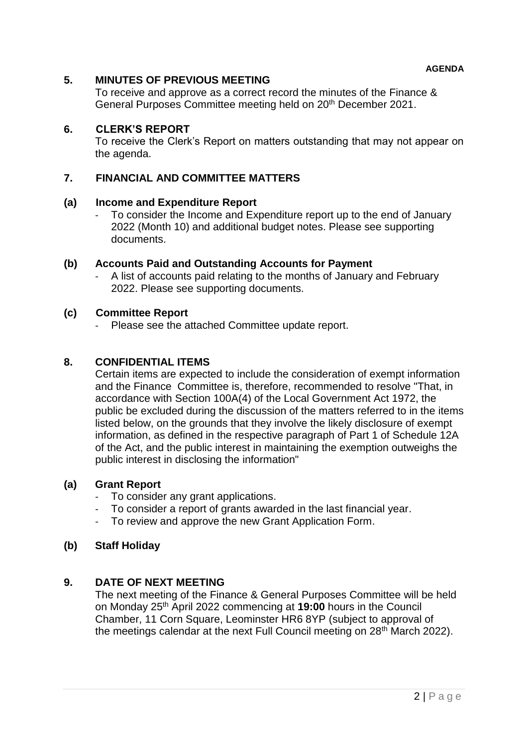**AGENDA**

## 5. MINUTES OF PREVIOUS MEETING

To receive and approve as a correct record the minutes of the Finance & General Purposes Committee meeting held on 20th December 2021.

## 6. CLERK'S REPORT

To receive the Clerk's Report on matters outstanding that may not appear on the agenda.

## 7. FINANCIAL AND COMMITTEE MATTERS

### (a) Income and Expenditure Report

- To consider the Income and Expenditure report up to the end of January 2022 (Month 10) and additional budget notes. Please see supporting documents.

### (b) Accounts Paid and Outstanding Accounts for Payment

- A list of accounts paid relating to the months of January and February 2022. Please see supporting documents.

### (c) Committee Report

- Please see the attached Committee update report.

## 8. CONFIDENTIAL ITEMS

Certain items are expected to include the consideration of exempt information and the Finance Committee is, therefore, recommended to resolve "That, in accordance with Section 100A(4) of the Local Government Act 1972, the public be excluded during the discussion of the matters referred to in the items listed below, on the grounds that they involve the likely disclosure of exempt information, as defined in the respective paragraph of Part 1 of Schedule 12A of the Act, and the public interest in maintaining the exemption outweighs the public interest in disclosing the information"

### (a) Grant Report

- To consider any grant applications.
- To consider a report of grants awarded in the last financial year.
- To review and approve the new Grant Application Form.

### (b) Staff Holiday

## 9. DATE OF NEXT MEETING

The next meeting of the Finance & General Purposes Committee will be held on Monday 25th April 2022 commencing at **19:00** hours in the Council Chamber, 11 Corn Square, Leominster HR6 8YP (subject to approval of the meetings calendar at the next Full Council meeting on 28th March 2022).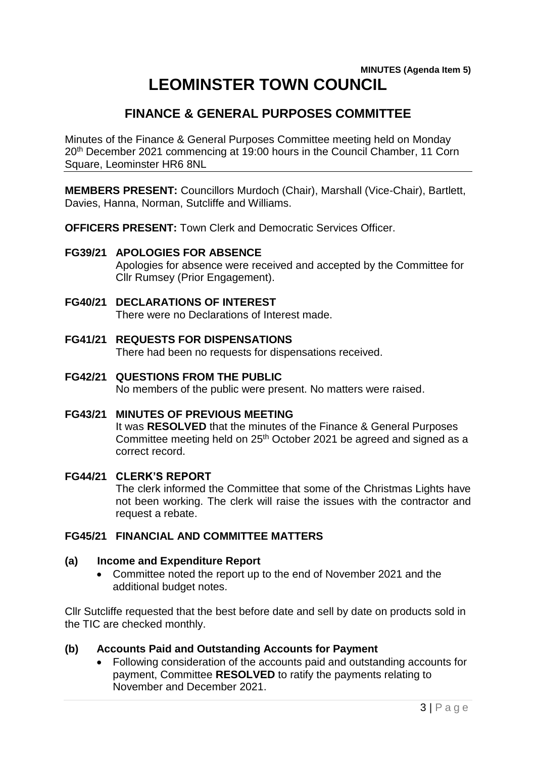**MINUTES (Agenda Item 5)**

# LEOMINSTER TOWN COUNCIL

## FINANCE & GENERAL PURPOSES COMMITTEE

Minutes of the Finance & General Purposes Committee meeting held on Monday 20th December 2021 commencing at 19:00 hours in the Council Chamber, 11 Corn Square, Leominster HR6 8NL

---

**MEMBERS PRESENT:** Councillors Murdoch (Chair), Marshall (Vice-Chair), Bartlett, Davies, Hanna, Norman, Sutcliffe and Williams.

**OFFICERS PRESENT:** Town Clerk and Democratic Services Officer.

**FG39/21 APOLOGIES FOR ABSENCE**

Apologies for absence were received and accepted by the Committee for Cllr Rumsey (Prior Engagement).

**FG40/21 DECLARATIONS OF INTEREST**

There were no Declarations of Interest made.

**FG41/21 REQUESTS FOR DISPENSATIONS**

There had been no requests for dispensations received.

**FG42/21 QUESTIONS FROM THE PUBLIC**

No members of the public were present. No matters were raised.

**FG43/21 MINUTES OF PREVIOUS MEETING**

It was **RESOLVED** that the minutes of the Finance & General Purposes Committee meeting held on 25th October 2021 be agreed and signed as a correct record.

**FG44/21 CLERK'S REPORT**

The clerk informed the Committee that some of the Christmas Lights have not been working. The clerk will raise the issues with the contractor and request a rebate.

**FG45/21 FINANCIAL AND COMMITTEE MATTERS**

**(a) Income and Expenditure Report**

- Committee noted the report up to the end of November 2021 and the additional budget notes.

Cllr Sutcliffe requested that the best before date and sell by date on products sold in the TIC are checked monthly.

**(b) Accounts Paid and Outstanding Accounts for Payment**

- Following consideration of the accounts paid and outstanding accounts for payment, Committee **RESOLVED** to ratify the payments relating to November and December 2021.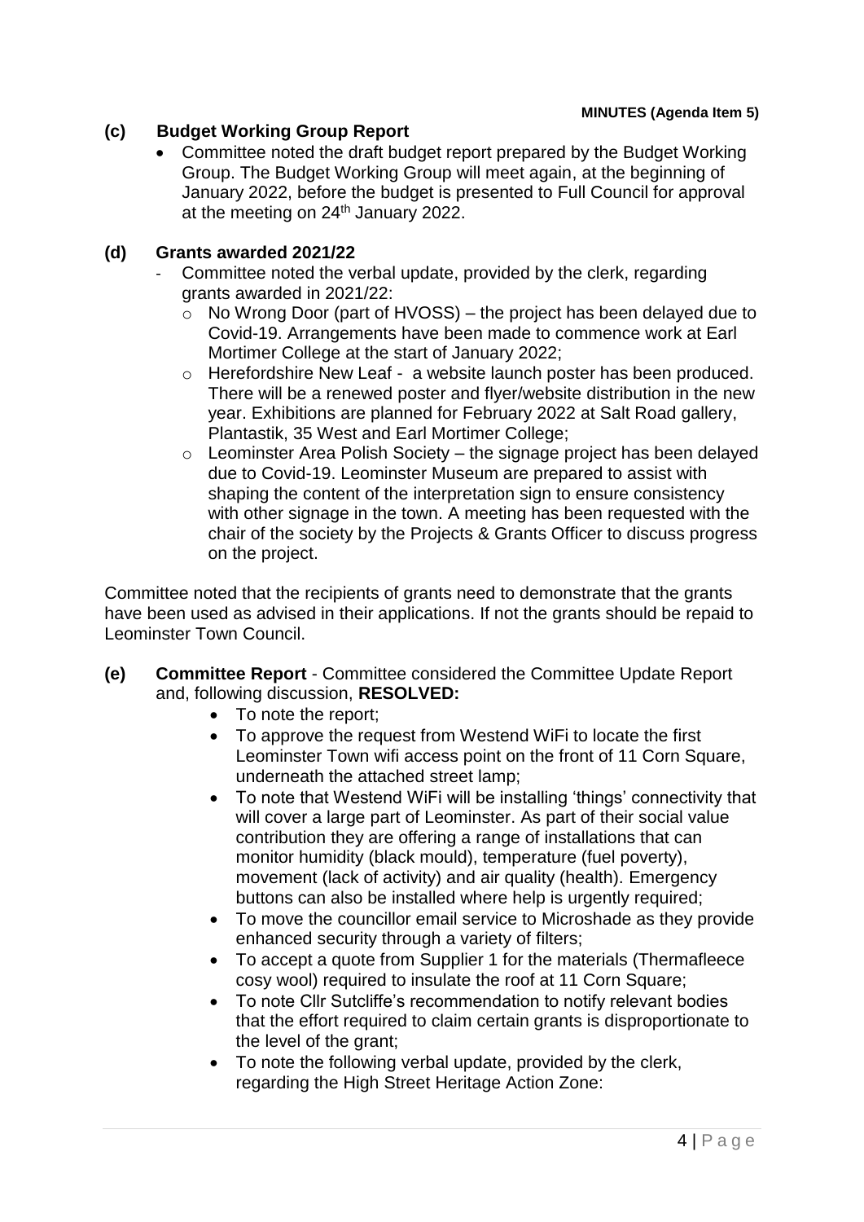**MINUTES (Agenda Item 5)**

**(c) Budget Working Group Report**

- Committee noted the draft budget report prepared by the Budget Working Group. The Budget Working Group will meet again, at the beginning of January 2022, before the budget is presented to Full Council for approval at the meeting on 24th January 2022.

**(d) Grants awarded 2021/22**

- Committee noted the verbal update, provided by the clerk, regarding grants awarded in 2021/22:
  - No Wrong Door (part of HVOSS) – the project has been delayed due to Covid-19. Arrangements have been made to commence work at Earl Mortimer College at the start of January 2022;
  - Herefordshire New Leaf - a website launch poster has been produced. There will be a renewed poster and flyer/website distribution in the new year. Exhibitions are planned for February 2022 at Salt Road gallery, Plantastik, 35 West and Earl Mortimer College;
  - Leominster Area Polish Society – the signage project has been delayed due to Covid-19. Leominster Museum are prepared to assist with shaping the content of the interpretation sign to ensure consistency with other signage in the town. A meeting has been requested with the chair of the society by the Projects & Grants Officer to discuss progress on the project.

Committee noted that the recipients of grants need to demonstrate that the grants have been used as advised in their applications. If not the grants should be repaid to Leominster Town Council.

**(e) Committee Report** - Committee considered the Committee Update Report and, following discussion, **RESOLVED:**

- To note the report;
- To approve the request from Westend WiFi to locate the first Leominster Town wifi access point on the front of 11 Corn Square, underneath the attached street lamp;
- To note that Westend WiFi will be installing 'things' connectivity that will cover a large part of Leominster. As part of their social value contribution they are offering a range of installations that can monitor humidity (black mould), temperature (fuel poverty), movement (lack of activity) and air quality (health). Emergency buttons can also be installed where help is urgently required;
- To move the councillor email service to Microshade as they provide enhanced security through a variety of filters;
- To accept a quote from Supplier 1 for the materials (Thermafleece cosy wool) required to insulate the roof at 11 Corn Square;
- To note Cllr Sutcliffe's recommendation to notify relevant bodies that the effort required to claim certain grants is disproportionate to the level of the grant;
- To note the following verbal update, provided by the clerk, regarding the High Street Heritage Action Zone: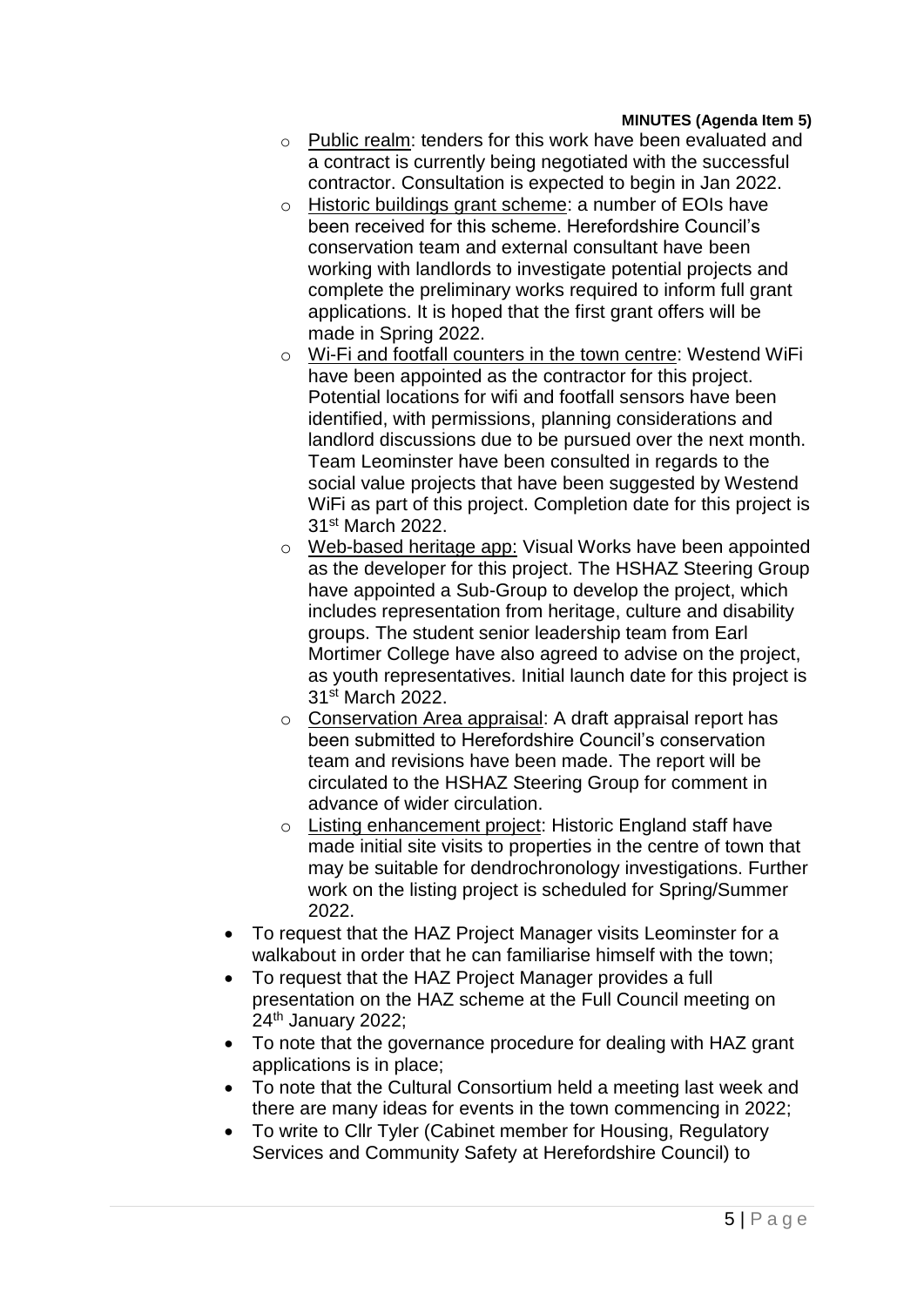- Public realm: tenders for this work have been evaluated and a contract is currently being negotiated with the successful contractor. Consultation is expected to begin in Jan 2022.
    - Historic buildings grant scheme: a number of EOIs have been received for this scheme. Herefordshire Council's conservation team and external consultant have been working with landlords to investigate potential projects and complete the preliminary works required to inform full grant applications. It is hoped that the first grant offers will be made in Spring 2022.
    - Wi-Fi and footfall counters in the town centre: Westend WiFi have been appointed as the contractor for this project. Potential locations for wifi and footfall sensors have been identified, with permissions, planning considerations and landlord discussions due to be pursued over the next month. Team Leominster have been consulted in regards to the social value projects that have been suggested by Westend WiFi as part of this project. Completion date for this project is 31st March 2022.
    - Web-based heritage app: Visual Works have been appointed as the developer for this project. The HSHAZ Steering Group have appointed a Sub-Group to develop the project, which includes representation from heritage, culture and disability groups. The student senior leadership team from Earl Mortimer College have also agreed to advise on the project, as youth representatives. Initial launch date for this project is 31st March 2022.
    - Conservation Area appraisal: A draft appraisal report has been submitted to Herefordshire Council's conservation team and revisions have been made. The report will be circulated to the HSHAZ Steering Group for comment in advance of wider circulation.
    - Listing enhancement project: Historic England staff have made initial site visits to properties in the centre of town that may be suitable for dendrochronology investigations. Further work on the listing project is scheduled for Spring/Summer 2022.
- To request that the HAZ Project Manager visits Leominster for a walkabout in order that he can familiarise himself with the town;
- To request that the HAZ Project Manager provides a full presentation on the HAZ scheme at the Full Council meeting on 24th January 2022;
- To note that the governance procedure for dealing with HAZ grant applications is in place;
- To note that the Cultural Consortium held a meeting last week and there are many ideas for events in the town commencing in 2022;
- To write to Cllr Tyler (Cabinet member for Housing, Regulatory Services and Community Safety at Herefordshire Council) to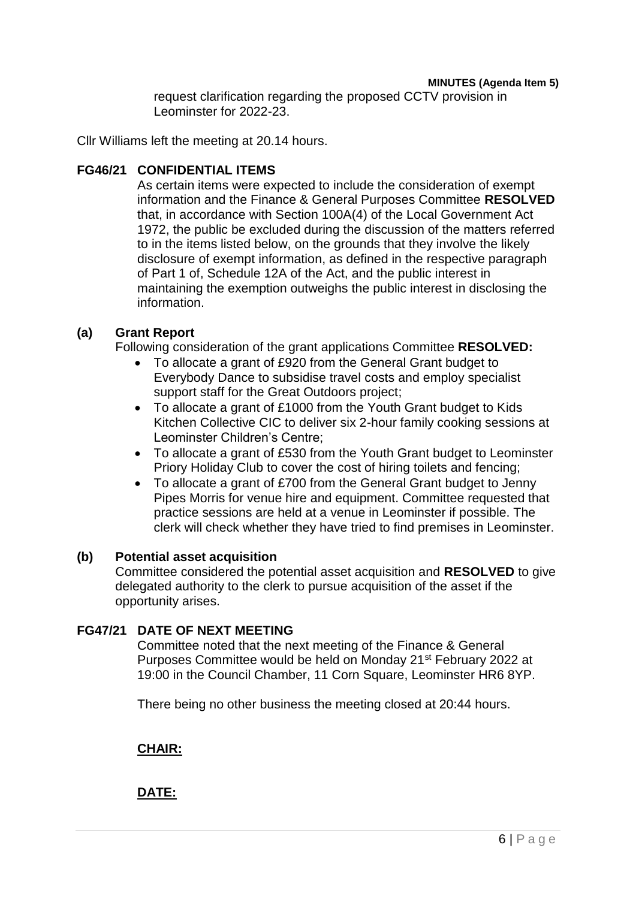request clarification regarding the proposed CCTV provision in Leominster for 2022-23.

Cllr Williams left the meeting at 20.14 hours.

**FG46/21 CONFIDENTIAL ITEMS**

As certain items were expected to include the consideration of exempt information and the Finance & General Purposes Committee **RESOLVED** that, in accordance with Section 100A(4) of the Local Government Act 1972, the public be excluded during the discussion of the matters referred to in the items listed below, on the grounds that they involve the likely disclosure of exempt information, as defined in the respective paragraph of Part 1 of, Schedule 12A of the Act, and the public interest in maintaining the exemption outweighs the public interest in disclosing the information.

**(a) Grant Report**

Following consideration of the grant applications Committee **RESOLVED:**

- To allocate a grant of £920 from the General Grant budget to Everybody Dance to subsidise travel costs and employ specialist support staff for the Great Outdoors project;
- To allocate a grant of £1000 from the Youth Grant budget to Kids Kitchen Collective CIC to deliver six 2-hour family cooking sessions at Leominster Children's Centre;
- To allocate a grant of £530 from the Youth Grant budget to Leominster Priory Holiday Club to cover the cost of hiring toilets and fencing;
- To allocate a grant of £700 from the General Grant budget to Jenny Pipes Morris for venue hire and equipment. Committee requested that practice sessions are held at a venue in Leominster if possible. The clerk will check whether they have tried to find premises in Leominster.

**(b) Potential asset acquisition**

Committee considered the potential asset acquisition and **RESOLVED** to give delegated authority to the clerk to pursue acquisition of the asset if the opportunity arises.

**FG47/21 DATE OF NEXT MEETING**

Committee noted that the next meeting of the Finance & General Purposes Committee would be held on Monday 21st February 2022 at 19:00 in the Council Chamber, 11 Corn Square, Leominster HR6 8YP.

There being no other business the meeting closed at 20:44 hours.

**CHAIR:**

**DATE:**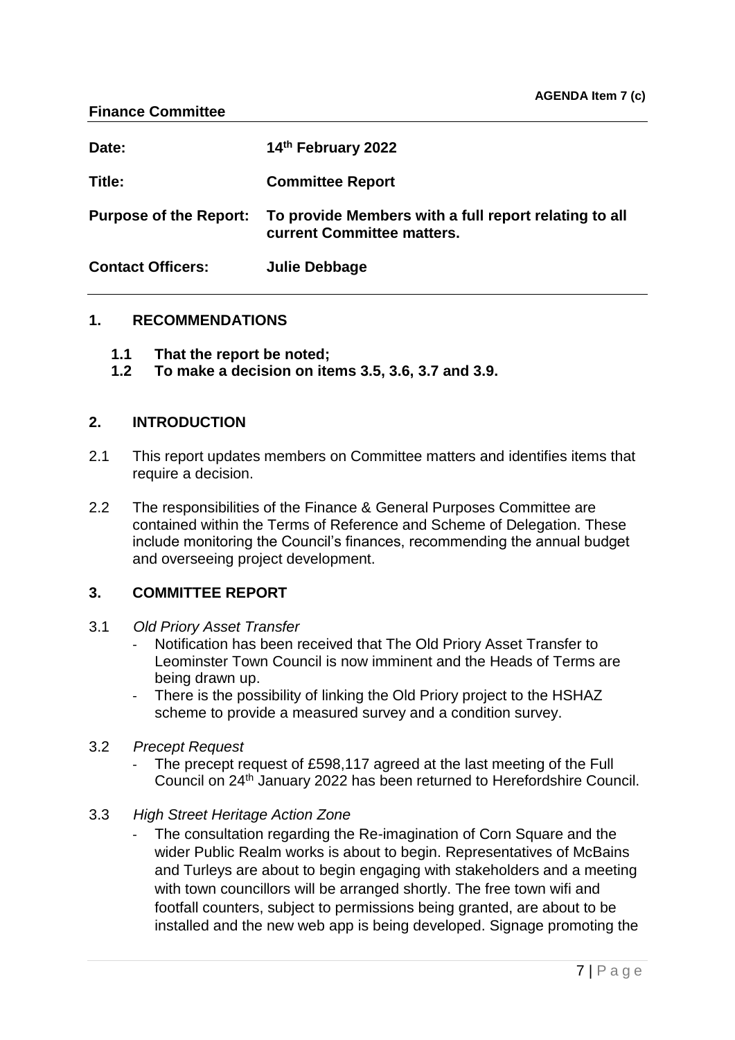**AGENDA Item 7 (c)**

**Finance Committee**

| | |
|---|---|
| **Date:** | **14th February 2022** |
| **Title:** | **Committee Report** |
| **Purpose of the Report:** | **To provide Members with a full report relating to all current Committee matters.** |
| **Contact Officers:** | **Julie Debbage** |

## 1. RECOMMENDATIONS

**1.1 That the report be noted;**

**1.2 To make a decision on items 3.5, 3.6, 3.7 and 3.9.**

## 2. INTRODUCTION

2.1 This report updates members on Committee matters and identifies items that require a decision.

2.2 The responsibilities of the Finance & General Purposes Committee are contained within the Terms of Reference and Scheme of Delegation. These include monitoring the Council's finances, recommending the annual budget and overseeing project development.

## 3. COMMITTEE REPORT

3.1 *Old Priory Asset Transfer*

- Notification has been received that The Old Priory Asset Transfer to Leominster Town Council is now imminent and the Heads of Terms are being drawn up.
- There is the possibility of linking the Old Priory project to the HSHAZ scheme to provide a measured survey and a condition survey.

3.2 *Precept Request*

- The precept request of £598,117 agreed at the last meeting of the Full Council on 24th January 2022 has been returned to Herefordshire Council.

3.3 *High Street Heritage Action Zone*

- The consultation regarding the Re-imagination of Corn Square and the wider Public Realm works is about to begin. Representatives of McBains and Turleys are about to begin engaging with stakeholders and a meeting with town councillors will be arranged shortly. The free town wifi and footfall counters, subject to permissions being granted, are about to be installed and the new web app is being developed. Signage promoting the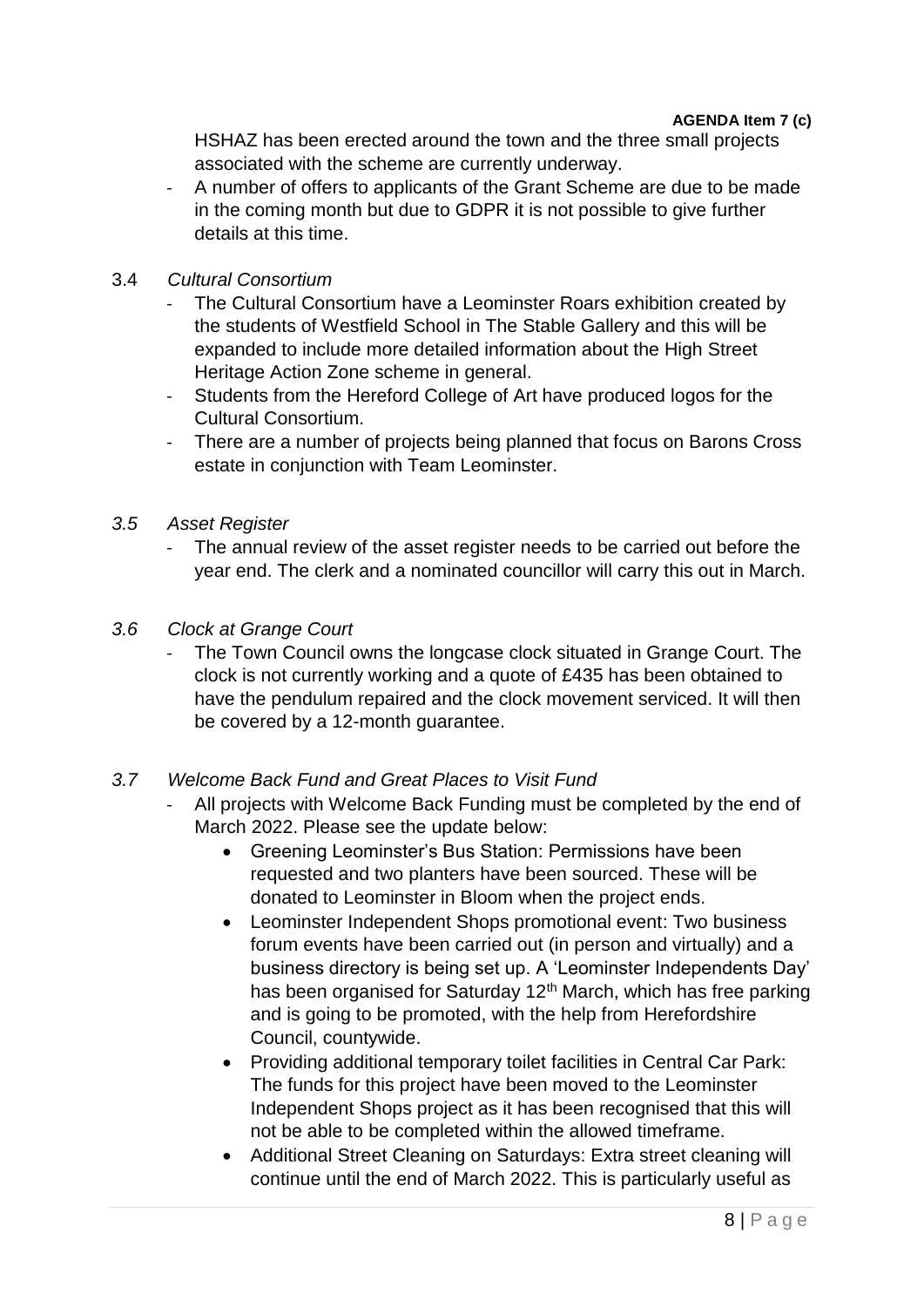**AGENDA Item 7 (c)**

HSHAZ has been erected around the town and the three small projects associated with the scheme are currently underway.

- A number of offers to applicants of the Grant Scheme are due to be made in the coming month but due to GDPR it is not possible to give further details at this time.

3.4 *Cultural Consortium*

- The Cultural Consortium have a Leominster Roars exhibition created by the students of Westfield School in The Stable Gallery and this will be expanded to include more detailed information about the High Street Heritage Action Zone scheme in general.
- Students from the Hereford College of Art have produced logos for the Cultural Consortium.
- There are a number of projects being planned that focus on Barons Cross estate in conjunction with Team Leominster.

*3.5 Asset Register*

- The annual review of the asset register needs to be carried out before the year end. The clerk and a nominated councillor will carry this out in March.

*3.6 Clock at Grange Court*

- The Town Council owns the longcase clock situated in Grange Court. The clock is not currently working and a quote of £435 has been obtained to have the pendulum repaired and the clock movement serviced. It will then be covered by a 12-month guarantee.

*3.7 Welcome Back Fund and Great Places to Visit Fund*

- All projects with Welcome Back Funding must be completed by the end of March 2022. Please see the update below:
  - Greening Leominster's Bus Station: Permissions have been requested and two planters have been sourced. These will be donated to Leominster in Bloom when the project ends.
  - Leominster Independent Shops promotional event: Two business forum events have been carried out (in person and virtually) and a business directory is being set up. A 'Leominster Independents Day' has been organised for Saturday 12th March, which has free parking and is going to be promoted, with the help from Herefordshire Council, countywide.
  - Providing additional temporary toilet facilities in Central Car Park: The funds for this project have been moved to the Leominster Independent Shops project as it has been recognised that this will not be able to be completed within the allowed timeframe.
  - Additional Street Cleaning on Saturdays: Extra street cleaning will continue until the end of March 2022. This is particularly useful as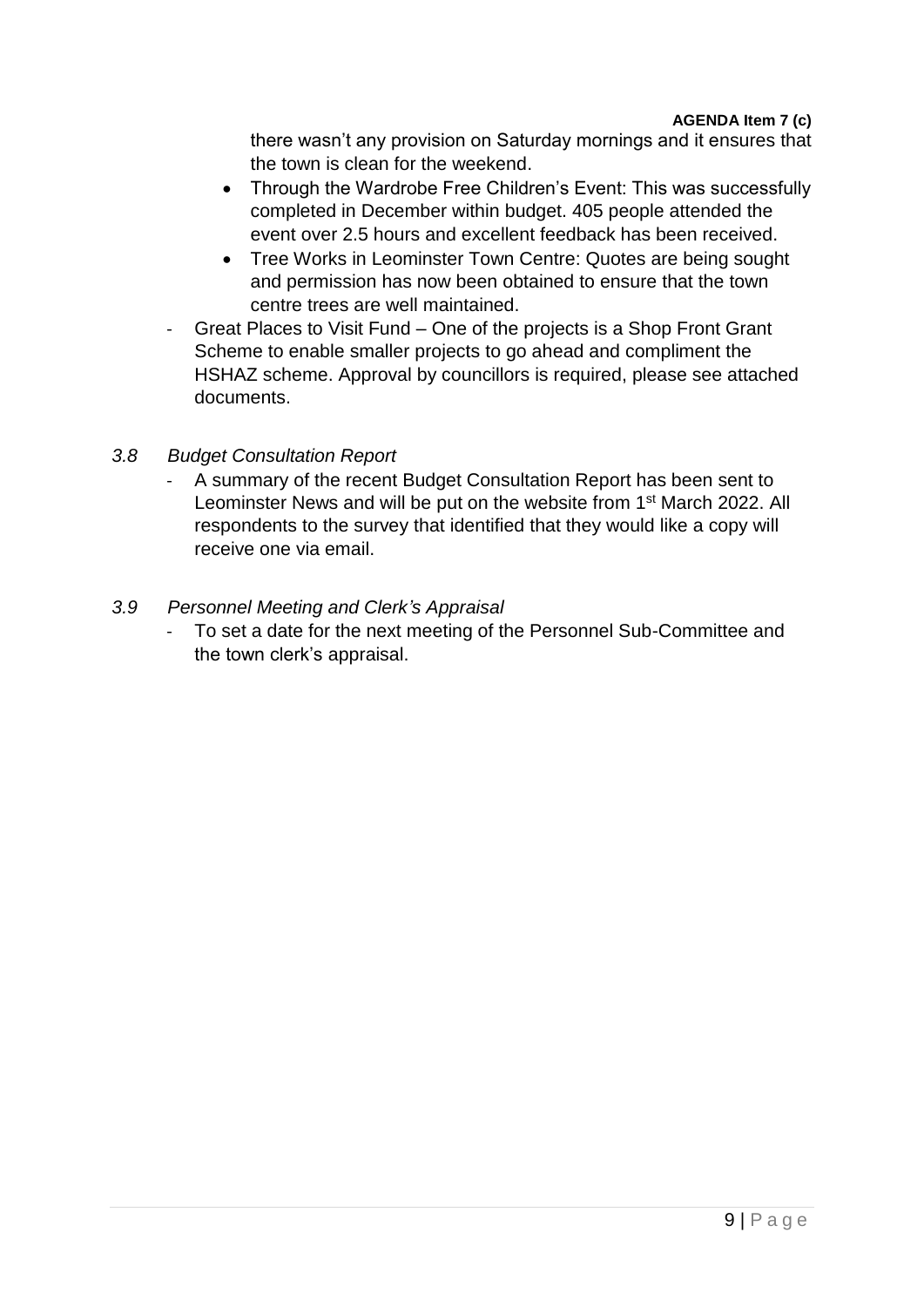**AGENDA Item 7 (c)**

there wasn't any provision on Saturday mornings and it ensures that the town is clean for the weekend.

- Through the Wardrobe Free Children's Event: This was successfully completed in December within budget. 405 people attended the event over 2.5 hours and excellent feedback has been received.
- Tree Works in Leominster Town Centre: Quotes are being sought and permission has now been obtained to ensure that the town centre trees are well maintained.

- Great Places to Visit Fund – One of the projects is a Shop Front Grant Scheme to enable smaller projects to go ahead and compliment the HSHAZ scheme. Approval by councillors is required, please see attached documents.

*3.8 Budget Consultation Report*

- A summary of the recent Budget Consultation Report has been sent to Leominster News and will be put on the website from 1st March 2022. All respondents to the survey that identified that they would like a copy will receive one via email.

*3.9 Personnel Meeting and Clerk's Appraisal*

- To set a date for the next meeting of the Personnel Sub-Committee and the town clerk's appraisal.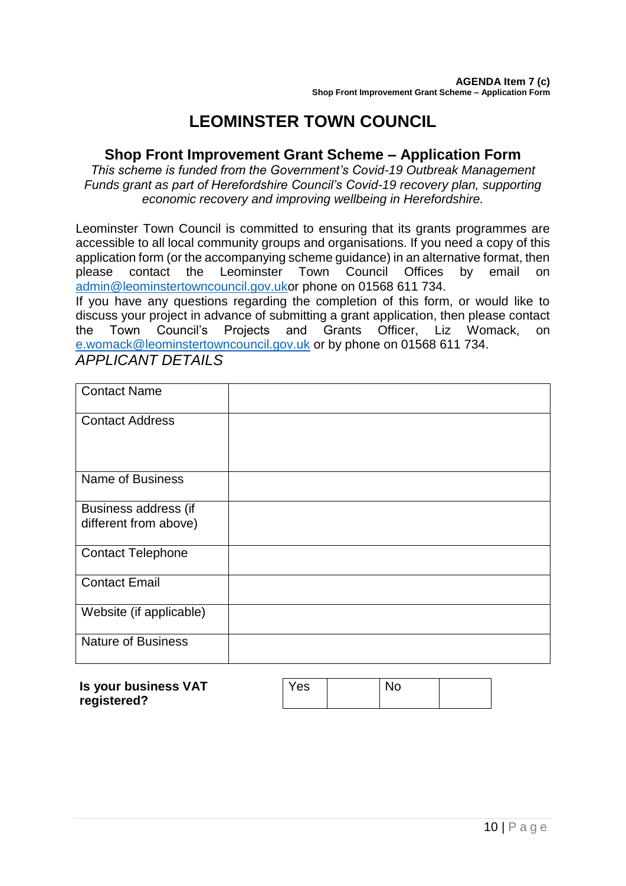**AGENDA Item 7 (c)**
**Shop Front Improvement Grant Scheme – Application Form**

# LEOMINSTER TOWN COUNCIL

## Shop Front Improvement Grant Scheme – Application Form

*This scheme is funded from the Government's Covid-19 Outbreak Management Funds grant as part of Herefordshire Council's Covid-19 recovery plan, supporting economic recovery and improving wellbeing in Herefordshire.*

Leominster Town Council is committed to ensuring that its grants programmes are accessible to all local community groups and organisations. If you need a copy of this application form (or the accompanying scheme guidance) in an alternative format, then please contact the Leominster Town Council Offices by email on admin@leominstertowncouncil.gov.ukor phone on 01568 611 734.

If you have any questions regarding the completion of this form, or would like to discuss your project in advance of submitting a grant application, then please contact the Town Council's Projects and Grants Officer, Liz Womack, on e.womack@leominstertowncouncil.gov.uk or by phone on 01568 611 734.

*APPLICANT DETAILS*

| Contact Name | |
|---|---|
| Contact Address | |
| Name of Business | |
| Business address (if different from above) | |
| Contact Telephone | |
| Contact Email | |
| Website (if applicable) | |
| Nature of Business | |

**Is your business VAT registered?**

| Yes | | No | |
|---|---|---|---|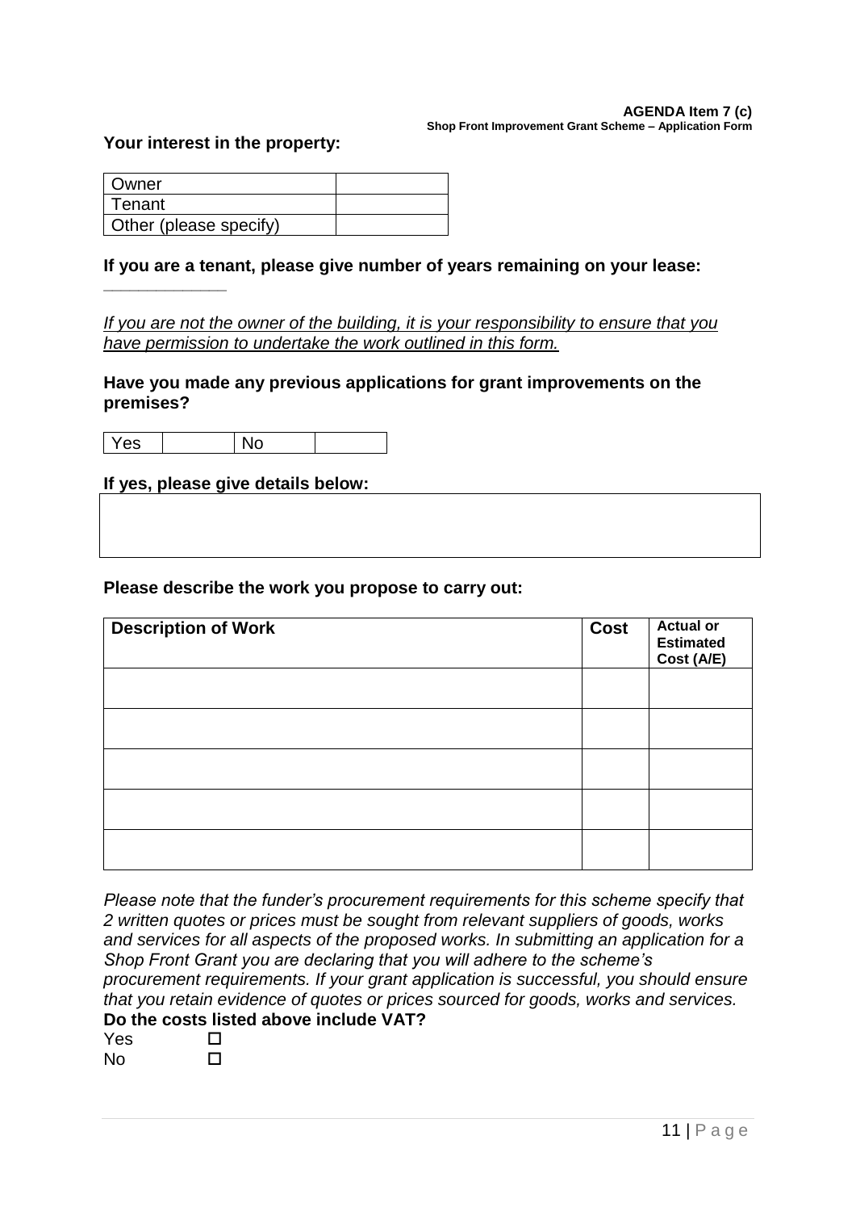**Your interest in the property:**

| Owner | |
|---|---|
| Tenant | |
| Other (please specify) | |

**If you are a tenant, please give number of years remaining on your lease:**
_____________

*If you are not the owner of the building, it is your responsibility to ensure that you have permission to undertake the work outlined in this form.*

**Have you made any previous applications for grant improvements on the premises?**

| Yes | | No | |
|---|---|---|---|

**If yes, please give details below:**

| |
|---|
| |

**Please describe the work you propose to carry out:**

| Description of Work | Cost | Actual or Estimated Cost (A/E) |
|---|---|---|
| | | |
| | | |
| | | |
| | | |
| | | |

*Please note that the funder's procurement requirements for this scheme specify that 2 written quotes or prices must be sought from relevant suppliers of goods, works and services for all aspects of the proposed works. In submitting an application for a Shop Front Grant you are declaring that you will adhere to the scheme's procurement requirements. If your grant application is successful, you should ensure that you retain evidence of quotes or prices sourced for goods, works and services.*

**Do the costs listed above include VAT?**

Yes ☐
No ☐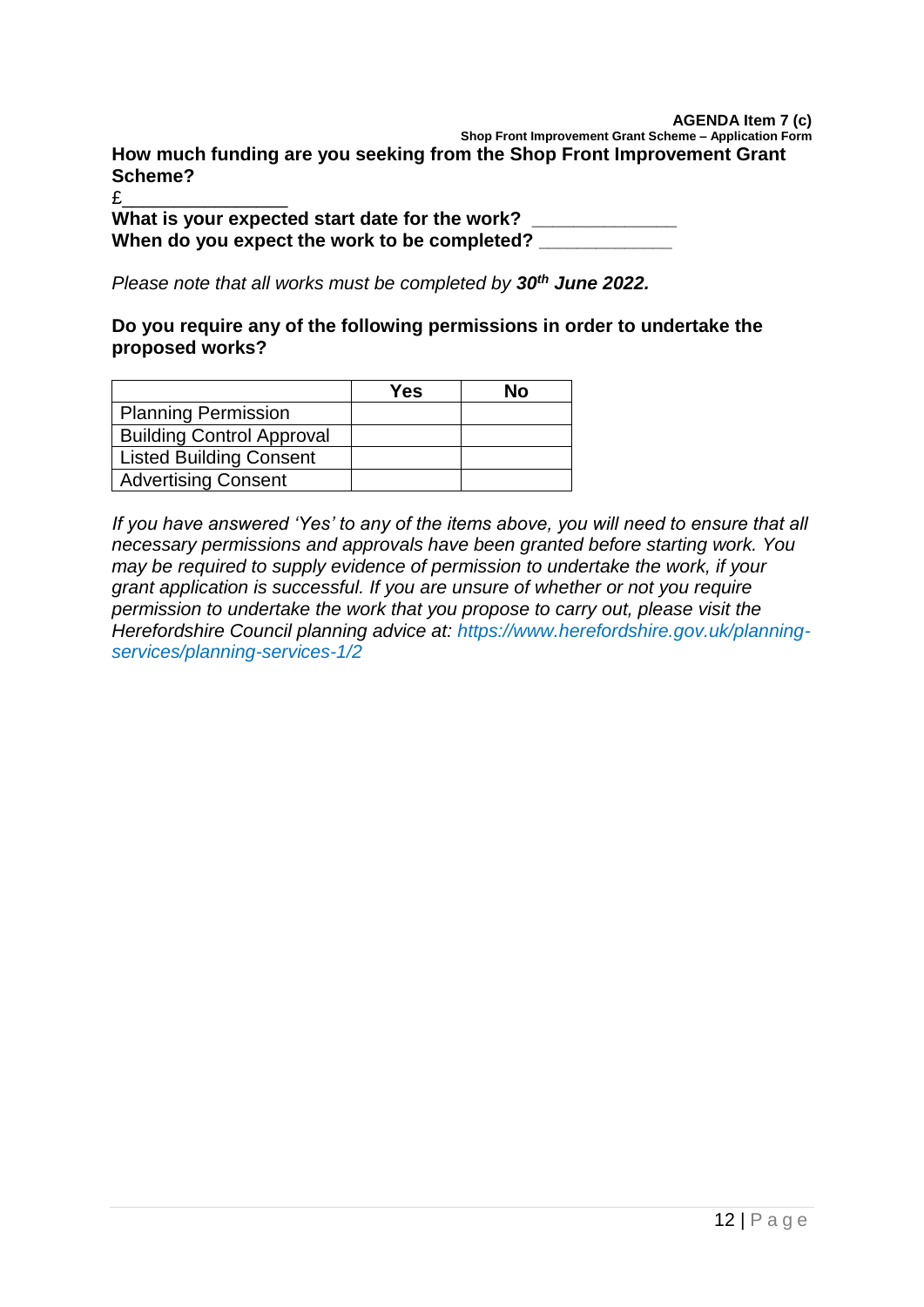**How much funding are you seeking from the Shop Front Improvement Grant Scheme?**

£________________

**What is your expected start date for the work?** _____________

**When do you expect the work to be completed?** ____________

*Please note that all works must be completed by* ***30th June 2022.***

**Do you require any of the following permissions in order to undertake the proposed works?**

| | Yes | No |
|---|---|---|
| Planning Permission | | |
| Building Control Approval | | |
| Listed Building Consent | | |
| Advertising Consent | | |

*If you have answered 'Yes' to any of the items above, you will need to ensure that all necessary permissions and approvals have been granted before starting work. You may be required to supply evidence of permission to undertake the work, if your grant application is successful. If you are unsure of whether or not you require permission to undertake the work that you propose to carry out, please visit the Herefordshire Council planning advice at: https://www.herefordshire.gov.uk/planning-services/planning-services-1/2*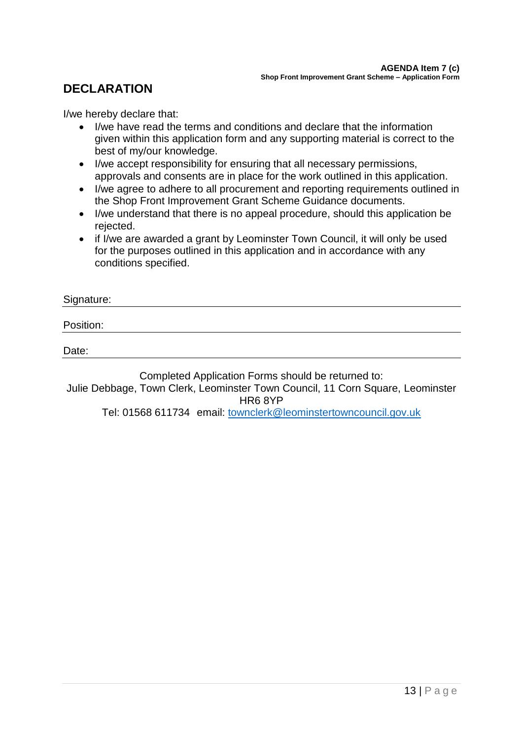## DECLARATION

I/we hereby declare that:

- I/we have read the terms and conditions and declare that the information given within this application form and any supporting material is correct to the best of my/our knowledge.
- I/we accept responsibility for ensuring that all necessary permissions, approvals and consents are in place for the work outlined in this application.
- I/we agree to adhere to all procurement and reporting requirements outlined in the Shop Front Improvement Grant Scheme Guidance documents.
- I/we understand that there is no appeal procedure, should this application be rejected.
- if I/we are awarded a grant by Leominster Town Council, it will only be used for the purposes outlined in this application and in accordance with any conditions specified.

Signature: \_\_\_\_\_\_\_\_\_\_\_\_\_\_\_\_\_\_\_\_\_\_\_\_\_\_\_\_\_\_\_\_\_\_\_\_\_\_\_\_

Position: \_\_\_\_\_\_\_\_\_\_\_\_\_\_\_\_\_\_\_\_\_\_\_\_\_\_\_\_\_\_\_\_\_\_\_\_\_\_\_\_

Date: \_\_\_\_\_\_\_\_\_\_\_\_\_\_\_\_\_\_\_\_\_\_\_\_\_\_\_\_\_\_\_\_\_\_\_\_\_\_\_\_

Completed Application Forms should be returned to:
Julie Debbage, Town Clerk, Leominster Town Council, 11 Corn Square, Leominster HR6 8YP
Tel: 01568 611734 email: townclerk@leominstertowncouncil.gov.uk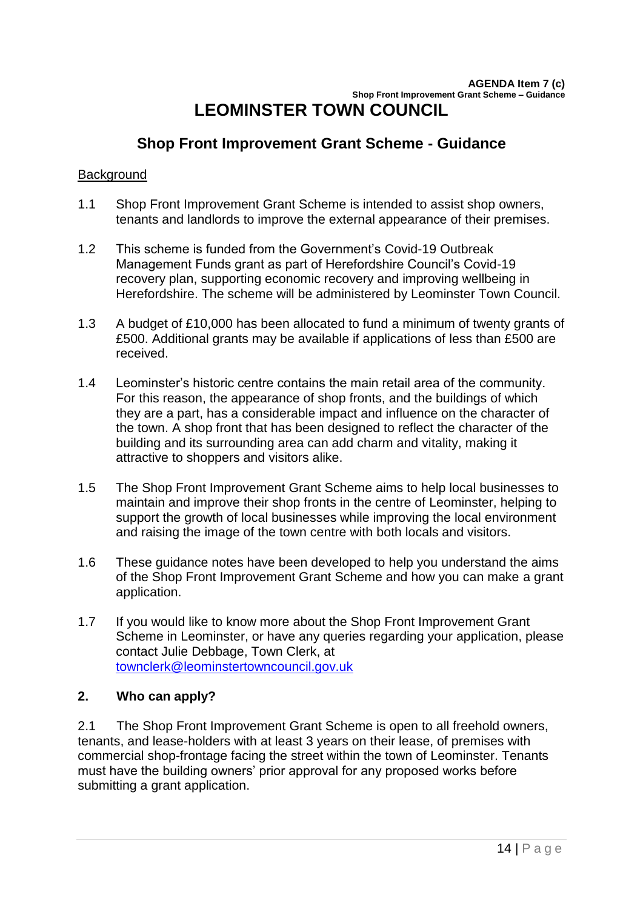**AGENDA Item 7 (c)**
**Shop Front Improvement Grant Scheme – Guidance**

# LEOMINSTER TOWN COUNCIL

## Shop Front Improvement Grant Scheme - Guidance

<u>Background</u>

1.1 Shop Front Improvement Grant Scheme is intended to assist shop owners, tenants and landlords to improve the external appearance of their premises.

1.2 This scheme is funded from the Government's Covid-19 Outbreak Management Funds grant as part of Herefordshire Council's Covid-19 recovery plan, supporting economic recovery and improving wellbeing in Herefordshire. The scheme will be administered by Leominster Town Council.

1.3 A budget of £10,000 has been allocated to fund a minimum of twenty grants of £500. Additional grants may be available if applications of less than £500 are received.

1.4 Leominster's historic centre contains the main retail area of the community. For this reason, the appearance of shop fronts, and the buildings of which they are a part, has a considerable impact and influence on the character of the town. A shop front that has been designed to reflect the character of the building and its surrounding area can add charm and vitality, making it attractive to shoppers and visitors alike.

1.5 The Shop Front Improvement Grant Scheme aims to help local businesses to maintain and improve their shop fronts in the centre of Leominster, helping to support the growth of local businesses while improving the local environment and raising the image of the town centre with both locals and visitors.

1.6 These guidance notes have been developed to help you understand the aims of the Shop Front Improvement Grant Scheme and how you can make a grant application.

1.7 If you would like to know more about the Shop Front Improvement Grant Scheme in Leominster, or have any queries regarding your application, please contact Julie Debbage, Town Clerk, at [townclerk@leominstertowncouncil.gov.uk](mailto:townclerk@leominstertowncouncil.gov.uk)

### 2. Who can apply?

2.1 The Shop Front Improvement Grant Scheme is open to all freehold owners, tenants, and lease-holders with at least 3 years on their lease, of premises with commercial shop-frontage facing the street within the town of Leominster. Tenants must have the building owners' prior approval for any proposed works before submitting a grant application.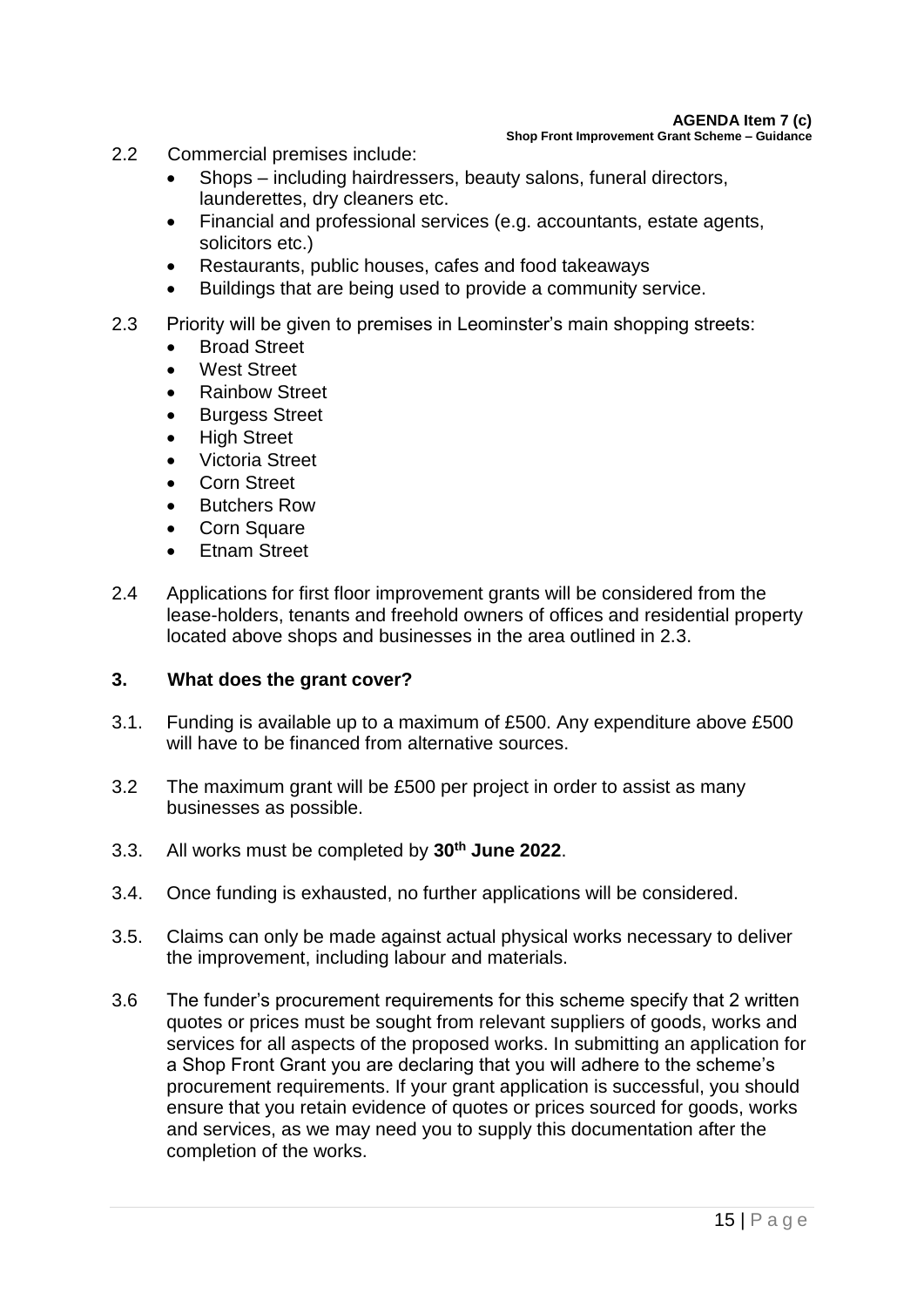2.2 Commercial premises include:

- Shops – including hairdressers, beauty salons, funeral directors, launderettes, dry cleaners etc.
- Financial and professional services (e.g. accountants, estate agents, solicitors etc.)
- Restaurants, public houses, cafes and food takeaways
- Buildings that are being used to provide a community service.

2.3 Priority will be given to premises in Leominster's main shopping streets:

- Broad Street
- West Street
- Rainbow Street
- Burgess Street
- High Street
- Victoria Street
- Corn Street
- Butchers Row
- Corn Square
- Etnam Street

2.4 Applications for first floor improvement grants will be considered from the lease-holders, tenants and freehold owners of offices and residential property located above shops and businesses in the area outlined in 2.3.

## 3. What does the grant cover?

3.1. Funding is available up to a maximum of £500. Any expenditure above £500 will have to be financed from alternative sources.

3.2 The maximum grant will be £500 per project in order to assist as many businesses as possible.

3.3. All works must be completed by **30th June 2022**.

3.4. Once funding is exhausted, no further applications will be considered.

3.5. Claims can only be made against actual physical works necessary to deliver the improvement, including labour and materials.

3.6 The funder's procurement requirements for this scheme specify that 2 written quotes or prices must be sought from relevant suppliers of goods, works and services for all aspects of the proposed works. In submitting an application for a Shop Front Grant you are declaring that you will adhere to the scheme's procurement requirements. If your grant application is successful, you should ensure that you retain evidence of quotes or prices sourced for goods, works and services, as we may need you to supply this documentation after the completion of the works.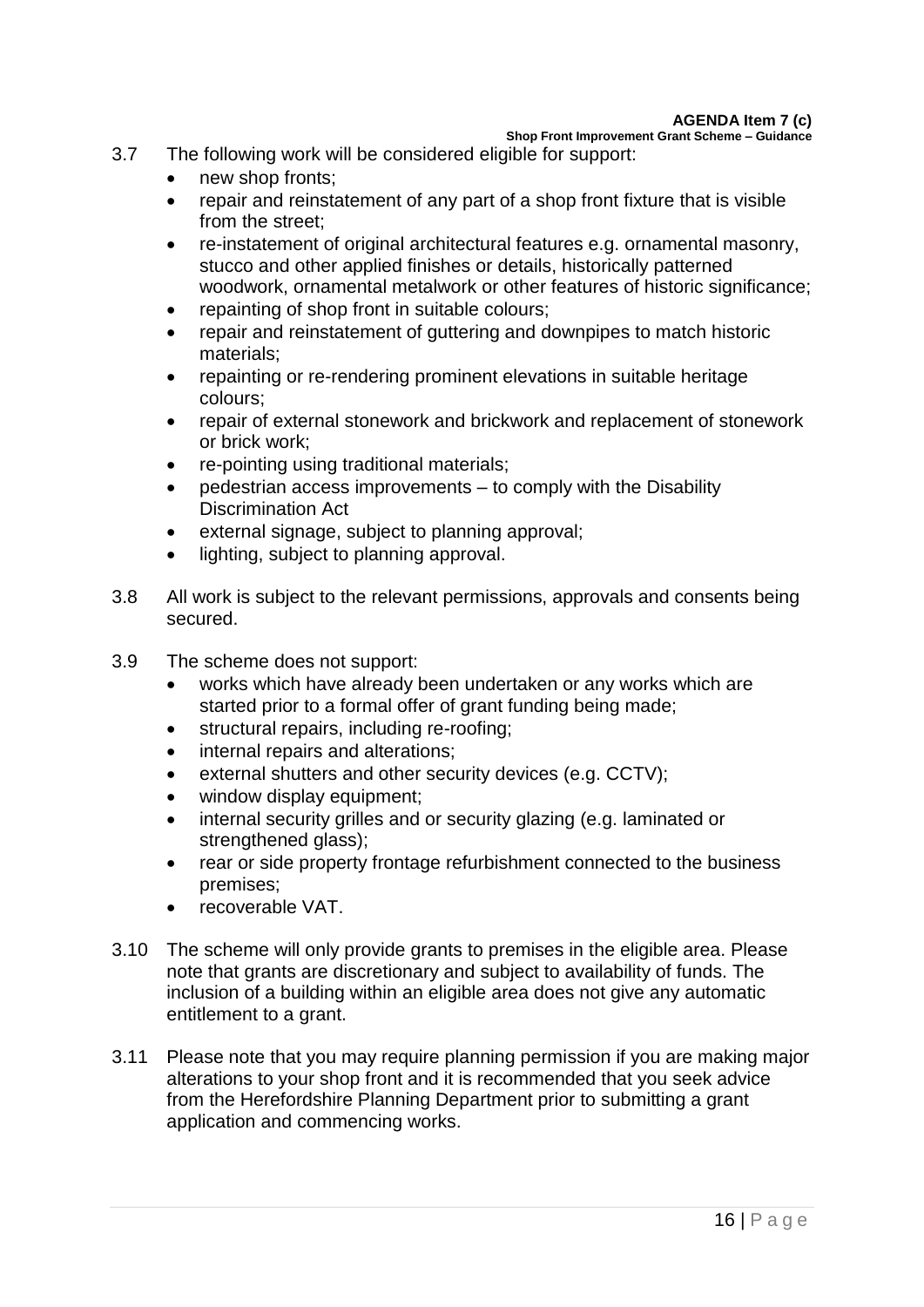3.7 The following work will be considered eligible for support:

- new shop fronts;
- repair and reinstatement of any part of a shop front fixture that is visible from the street;
- re-instatement of original architectural features e.g. ornamental masonry, stucco and other applied finishes or details, historically patterned woodwork, ornamental metalwork or other features of historic significance;
- repainting of shop front in suitable colours;
- repair and reinstatement of guttering and downpipes to match historic materials;
- repainting or re-rendering prominent elevations in suitable heritage colours;
- repair of external stonework and brickwork and replacement of stonework or brick work;
- re-pointing using traditional materials;
- pedestrian access improvements – to comply with the Disability Discrimination Act
- external signage, subject to planning approval;
- lighting, subject to planning approval.

3.8 All work is subject to the relevant permissions, approvals and consents being secured.

3.9 The scheme does not support:

- works which have already been undertaken or any works which are started prior to a formal offer of grant funding being made;
- structural repairs, including re-roofing;
- internal repairs and alterations;
- external shutters and other security devices (e.g. CCTV);
- window display equipment;
- internal security grilles and or security glazing (e.g. laminated or strengthened glass);
- rear or side property frontage refurbishment connected to the business premises;
- recoverable VAT.

3.10 The scheme will only provide grants to premises in the eligible area. Please note that grants are discretionary and subject to availability of funds. The inclusion of a building within an eligible area does not give any automatic entitlement to a grant.

3.11 Please note that you may require planning permission if you are making major alterations to your shop front and it is recommended that you seek advice from the Herefordshire Planning Department prior to submitting a grant application and commencing works.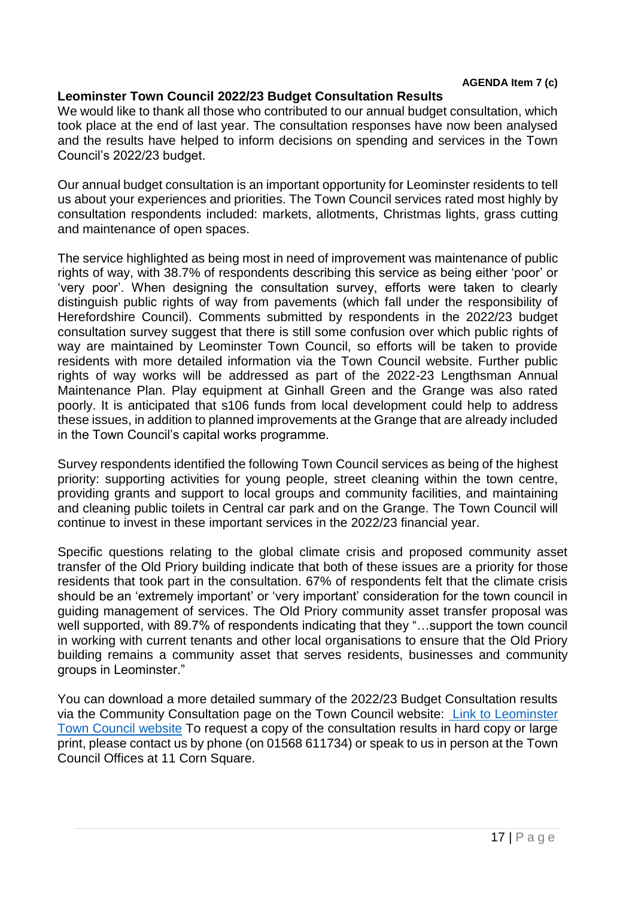**AGENDA Item 7 (c)**

## Leominster Town Council 2022/23 Budget Consultation Results

We would like to thank all those who contributed to our annual budget consultation, which took place at the end of last year. The consultation responses have now been analysed and the results have helped to inform decisions on spending and services in the Town Council's 2022/23 budget.

Our annual budget consultation is an important opportunity for Leominster residents to tell us about your experiences and priorities. The Town Council services rated most highly by consultation respondents included: markets, allotments, Christmas lights, grass cutting and maintenance of open spaces.

The service highlighted as being most in need of improvement was maintenance of public rights of way, with 38.7% of respondents describing this service as being either 'poor' or 'very poor'. When designing the consultation survey, efforts were taken to clearly distinguish public rights of way from pavements (which fall under the responsibility of Herefordshire Council). Comments submitted by respondents in the 2022/23 budget consultation survey suggest that there is still some confusion over which public rights of way are maintained by Leominster Town Council, so efforts will be taken to provide residents with more detailed information via the Town Council website. Further public rights of way works will be addressed as part of the 2022-23 Lengthsman Annual Maintenance Plan. Play equipment at Ginhall Green and the Grange was also rated poorly. It is anticipated that s106 funds from local development could help to address these issues, in addition to planned improvements at the Grange that are already included in the Town Council's capital works programme.

Survey respondents identified the following Town Council services as being of the highest priority: supporting activities for young people, street cleaning within the town centre, providing grants and support to local groups and community facilities, and maintaining and cleaning public toilets in Central car park and on the Grange. The Town Council will continue to invest in these important services in the 2022/23 financial year.

Specific questions relating to the global climate crisis and proposed community asset transfer of the Old Priory building indicate that both of these issues are a priority for those residents that took part in the consultation. 67% of respondents felt that the climate crisis should be an 'extremely important' or 'very important' consideration for the town council in guiding management of services. The Old Priory community asset transfer proposal was well supported, with 89.7% of respondents indicating that they "…support the town council in working with current tenants and other local organisations to ensure that the Old Priory building remains a community asset that serves residents, businesses and community groups in Leominster."

You can download a more detailed summary of the 2022/23 Budget Consultation results via the Community Consultation page on the Town Council website: Link to Leominster Town Council website To request a copy of the consultation results in hard copy or large print, please contact us by phone (on 01568 611734) or speak to us in person at the Town Council Offices at 11 Corn Square.